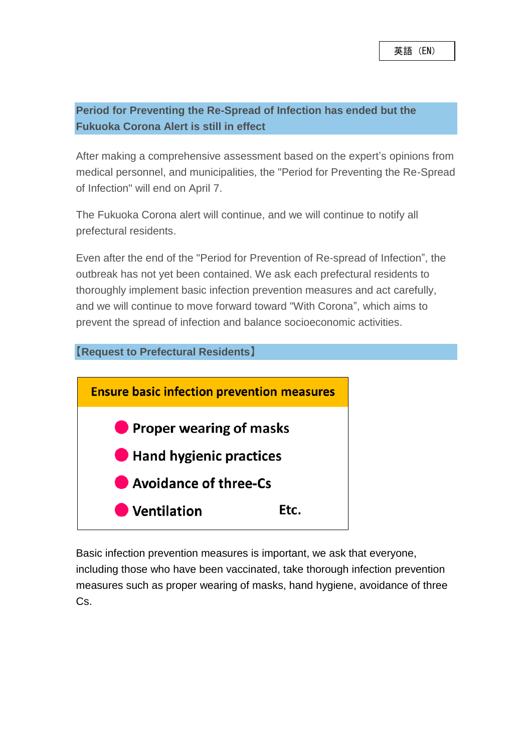英語（EN）

## Period for Preventing the Re-Spread of Infection has ended but the Fukuoka Corona Alert is still in effect

After making a comprehensive assessment based on the expert's opinions from medical personnel, and municipalities, the "Period for Preventing the Re-Spread of Infection" will end on April 7.

The Fukuoka Corona alert will continue, and we will continue to notify all prefectural residents.

Even after the end of the "Period for Prevention of Re-spread of Infection", the outbreak has not yet been contained. We ask each prefectural residents to thoroughly implement basic infection prevention measures and act carefully, and we will continue to move forward toward "With Corona", which aims to prevent the spread of infection and balance socioeconomic activities.

## 【Request to Prefectural Residents】

**Ensure basic infection prevention measures**

- **Proper wearing of masks**
- **Hand hygienic practices**
- **Avoidance of three-Cs**
- **Ventilation** **Etc.**

Basic infection prevention measures is important, we ask that everyone, including those who have been vaccinated, take thorough infection prevention measures such as proper wearing of masks, hand hygiene, avoidance of three Cs.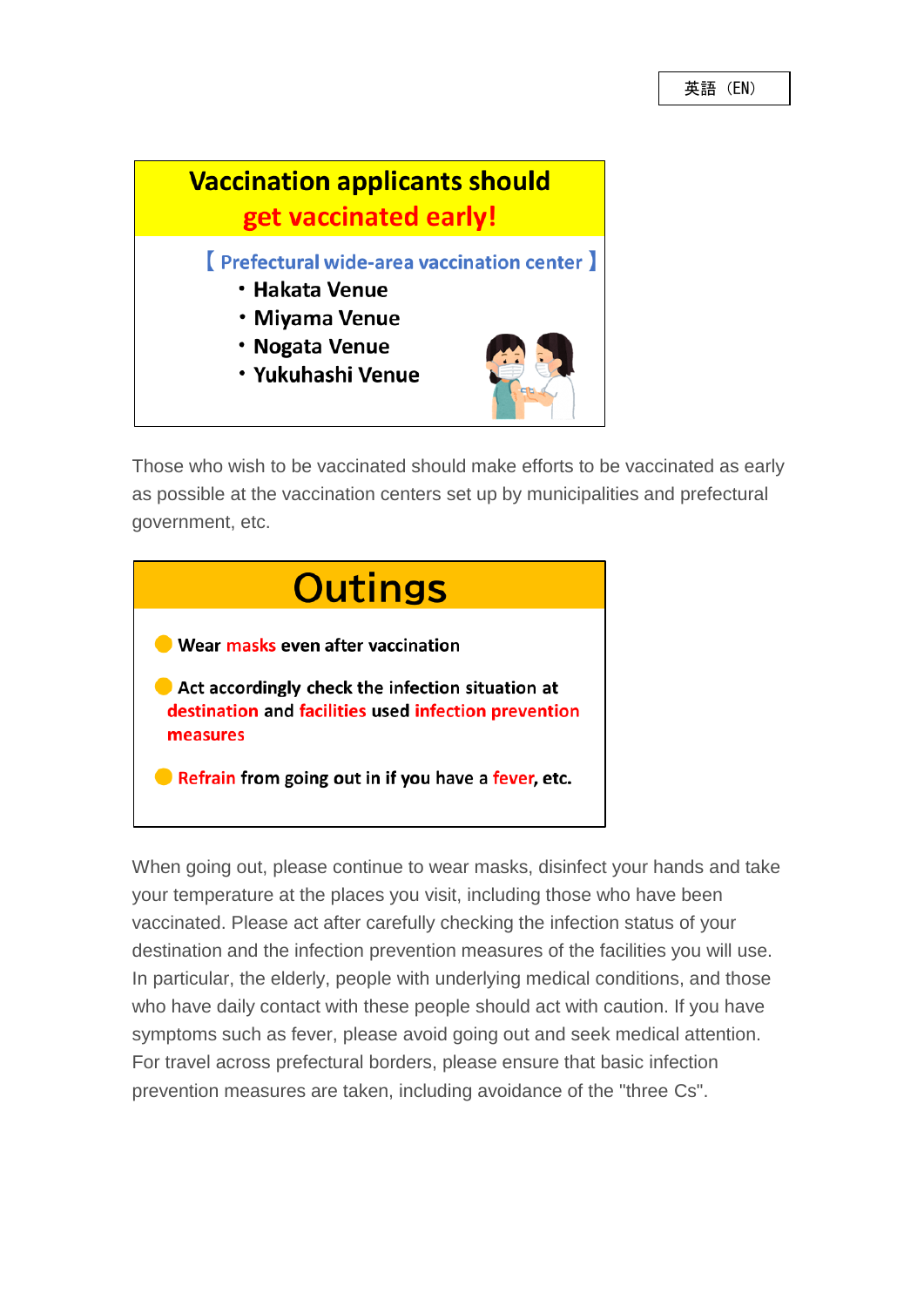英語（EN）

## Vaccination applicants should get vaccinated early!

【 Prefectural wide-area vaccination center 】

- Hakata Venue
- Miyama Venue
- Nogata Venue
- Yukuhashi Venue

Those who wish to be vaccinated should make efforts to be vaccinated as early as possible at the vaccination centers set up by municipalities and prefectural government, etc.

## Outings

- Wear **masks** even after vaccination
- Act accordingly check the infection situation at **destination** and **facilities** used **infection prevention measures**
- **Refrain** from going out in if you have a **fever**, etc.

When going out, please continue to wear masks, disinfect your hands and take your temperature at the places you visit, including those who have been vaccinated. Please act after carefully checking the infection status of your destination and the infection prevention measures of the facilities you will use. In particular, the elderly, people with underlying medical conditions, and those who have daily contact with these people should act with caution. If you have symptoms such as fever, please avoid going out and seek medical attention. For travel across prefectural borders, please ensure that basic infection prevention measures are taken, including avoidance of the "three Cs".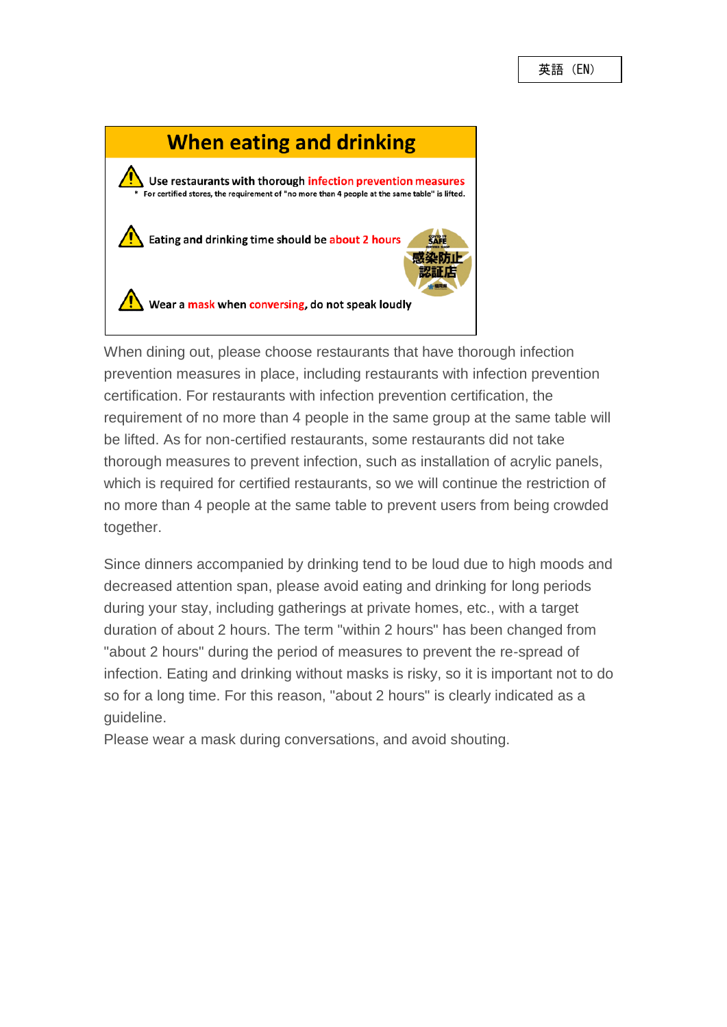英語（EN）

## When eating and drinking

⚠ Use restaurants with thorough infection prevention measures

\* For certified stores, the requirement of "no more than 4 people at the same table" is lifted.

⚠ Eating and drinking time should be about 2 hours

COVID-19 SAFE 感染防止認証店

⚠ Wear a mask when conversing, do not speak loudly

When dining out, please choose restaurants that have thorough infection prevention measures in place, including restaurants with infection prevention certification. For restaurants with infection prevention certification, the requirement of no more than 4 people in the same group at the same table will be lifted. As for non-certified restaurants, some restaurants did not take thorough measures to prevent infection, such as installation of acrylic panels, which is required for certified restaurants, so we will continue the restriction of no more than 4 people at the same table to prevent users from being crowded together.

Since dinners accompanied by drinking tend to be loud due to high moods and decreased attention span, please avoid eating and drinking for long periods during your stay, including gatherings at private homes, etc., with a target duration of about 2 hours. The term "within 2 hours" has been changed from "about 2 hours" during the period of measures to prevent the re-spread of infection. Eating and drinking without masks is risky, so it is important not to do so for a long time. For this reason, "about 2 hours" is clearly indicated as a guideline.

Please wear a mask during conversations, and avoid shouting.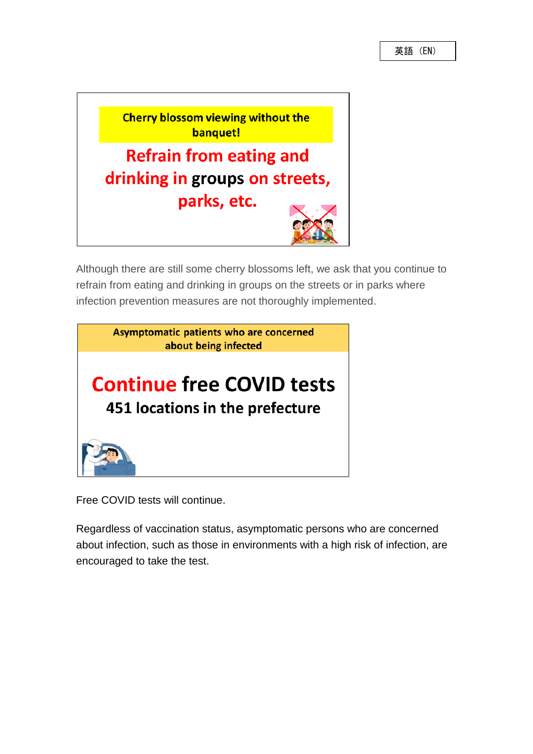英語（EN）

**Cherry blossom viewing without the banquet!**

**Refrain from eating and drinking in groups on streets, parks, etc.**

Although there are still some cherry blossoms left, we ask that you continue to refrain from eating and drinking in groups on the streets or in parks where infection prevention measures are not thoroughly implemented.

**Asymptomatic patients who are concerned about being infected**

**Continue free COVID tests**

**451 locations in the prefecture**

Free COVID tests will continue.

Regardless of vaccination status, asymptomatic persons who are concerned about infection, such as those in environments with a high risk of infection, are encouraged to take the test.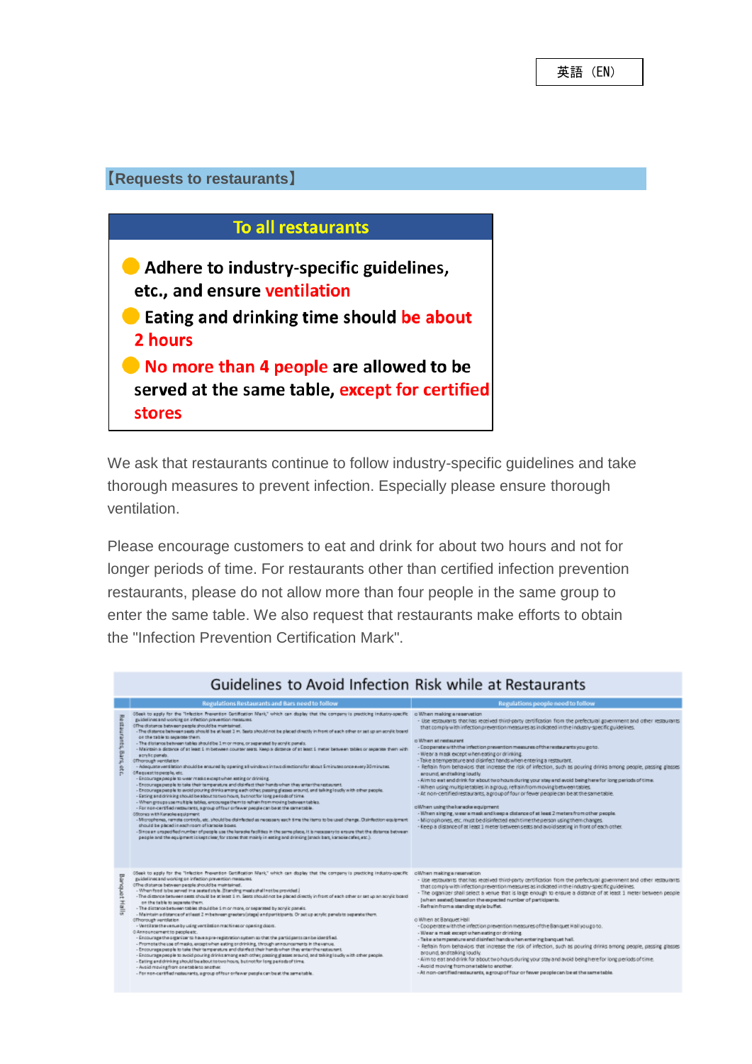英語（EN）

## 【Requests to restaurants】

**To all restaurants**

- Adhere to industry-specific guidelines, etc., and ensure ventilation
- Eating and drinking time should be about 2 hours
- No more than 4 people are allowed to be served at the same table, except for certified stores

We ask that restaurants continue to follow industry-specific guidelines and take thorough measures to prevent infection. Especially please ensure thorough ventilation.

Please encourage customers to eat and drink for about two hours and not for longer periods of time. For restaurants other than certified infection prevention restaurants, please do not allow more than four people in the same group to enter the same table. We also request that restaurants make efforts to obtain the "Infection Prevention Certification Mark".

### Guidelines to Avoid Infection Risk while at Restaurants

| | Regulations Restaurants and Bars need to follow | Regulations people need to follow |
|---|---|---|
| Restaurants, Bars, etc. | ◎Seek to apply for the "Infection Prevention Certification Mark," which can display that the company is practicing industry-specific guidelines and working on infection prevention measures.<br>◎The distance between people should be maintained.<br>- The distance between seats should be at least 1 m. Seats should not be placed directly in front of each other or set up an acrylic board on the table to separate them.<br>- The distance between tables should be 1 m or more, or separated by acrylic panels.<br>- Maintain a distance of at least 1 m between counter seats. Keep a distance of at least 1 meter between tables or separate them with acrylic panels.<br>◎Thorough ventilation<br>- Adequate ventilation should be ensured by opening all windows in two directions for about 5 minutes once every 30 minutes.<br>◎Request to people, etc.<br>- Encourage people to wear masks except when eating or drinking.<br>- Encourage people to take their temperature and disinfect their hands when they enter the restaurant.<br>- Encourage people to avoid pouring drinks among each other, passing glasses around, and talking loudly with other people.<br>- Eating and drinking should be about two hours, but not for long periods of time.<br>- When groups use multiple tables, encourage them to refrain from moving between tables.<br>- For non-certified restaurants, a group of four or fewer people can be at the same table.<br>◎Stores with karaoke equipment<br>- Microphones, remote controls, etc. should be disinfected as necessary each time the items to be used change. Disinfection equipment should be placed in each room of karaoke boxes.<br>- Since an unspecified number of people use the karaoke facilities in the same place, it is necessary to ensure that the distance between people and the equipment is kept clear, for stores that mainly in eating and drinking (snack bars, karaoke cafes, etc.). | ○When making a reservation<br>- Use restaurants that has received third-party certification from the prefectural government and other restaurants that comply with infection prevention measures as indicated in the industry-specific guidelines.<br>○When at restaurant<br>- Cooperate with the infection prevention measures of the restaurants you go to.<br>- Wear a mask except when eating or drinking.<br>- Take a temperature and disinfect hands when entering a restaurant.<br>- Refrain from behaviors that increase the risk of infection, such as pouring drinks among people, passing glasses around, and talking loudly.<br>- Aim to eat and drink for about two hours during your stay and avoid being here for long periods of time.<br>- When using multiple tables in a group, refrain from moving between tables.<br>- At non-certified restaurants, a group of four or fewer people can be at the same table.<br>○When using the karaoke equipment<br>- When singing, wear a mask and keep a distance of at least 2 meters from other people.<br>- Microphones, etc. must be disinfected each time the person using them changes.<br>- Keep a distance of at least 1 meter between seats and avoid seating in front of each other. |
| Banquet Halls | ◎Seek to apply for the "Infection Prevention Certification Mark," which can display that the company is practicing industry-specific guidelines and working on infection prevention measures.<br>◎The distance between people should be maintained.<br>- When food is to be served in a seated style. (Standing meals shall not be provided.)<br>- The distance between seats should be at least 1 m. Seats should not be placed directly in front of each other or set up an acrylic board on the table to separate them.<br>- The distance between tables should be 1 m or more, or separated by acrylic panels.<br>- Maintain a distance of at least 2 m between greeters (stage) and participants. Or set up acrylic panels to separate them.<br>◎Thorough ventilation<br>- Ventilate the venue by using ventilation machines or opening doors.<br>◎Announcement to people etc.<br>- Encourage the organizer to have a pre-registration system so that the participants can be identified.<br>- Promote the use of masks, except when eating or drinking, through announcements in the venue.<br>- Encourage people to take their temperature and disinfect their hands when they enter the restaurant.<br>- Encourage people to avoid pouring drinks among each other, passing glasses around, and talking loudly with other people.<br>- Eating and drinking should be about two hours, but not for long periods of time.<br>- Avoid moving from one table to another.<br>- For non-certified restaurants, a group of four or fewer people can be at the same table. | ○When making a reservation<br>- Use restaurants that has received third-party certification from the prefectural government and other restaurants that comply with infection prevention measures as indicated in the industry-specific guidelines.<br>- The organizer shall select a venue that is large enough to ensure a distance of at least 1 meter between people (when seated) based on the expected number of participants.<br>- Refrain from a standing style buffet.<br>○When at Banquet Hall<br>- Cooperate with the infection prevention measures of the Banquet Hall you go to.<br>- Wear a mask except when eating or drinking.<br>- Take a temperature and disinfect hands when entering banquet hall.<br>- Refrain from behaviors that increase the risk of infection, such as pouring drinks among people, passing glasses around, and talking loudly.<br>- Aim to eat and drink for about two hours during your stay and avoid being here for long periods of time.<br>- Avoid moving from one table to another.<br>- At non-certified restaurants, a group of four or fewer people can be at the same table. |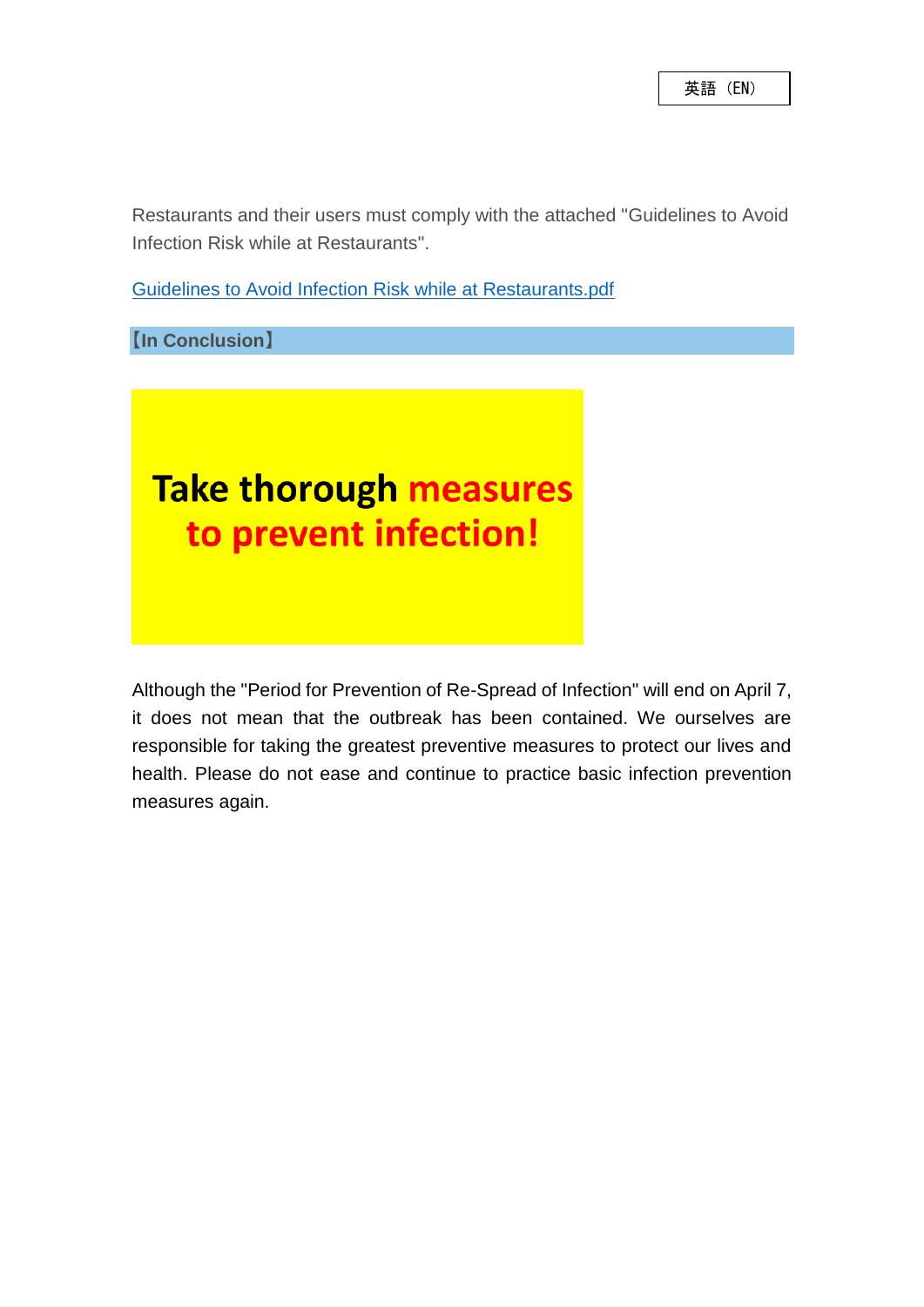英語（EN）

Restaurants and their users must comply with the attached "Guidelines to Avoid Infection Risk while at Restaurants".

Guidelines to Avoid Infection Risk while at Restaurants.pdf

## 【In Conclusion】

**Take thorough measures to prevent infection!**

Although the "Period for Prevention of Re-Spread of Infection" will end on April 7, it does not mean that the outbreak has been contained. We ourselves are responsible for taking the greatest preventive measures to protect our lives and health. Please do not ease and continue to practice basic infection prevention measures again.